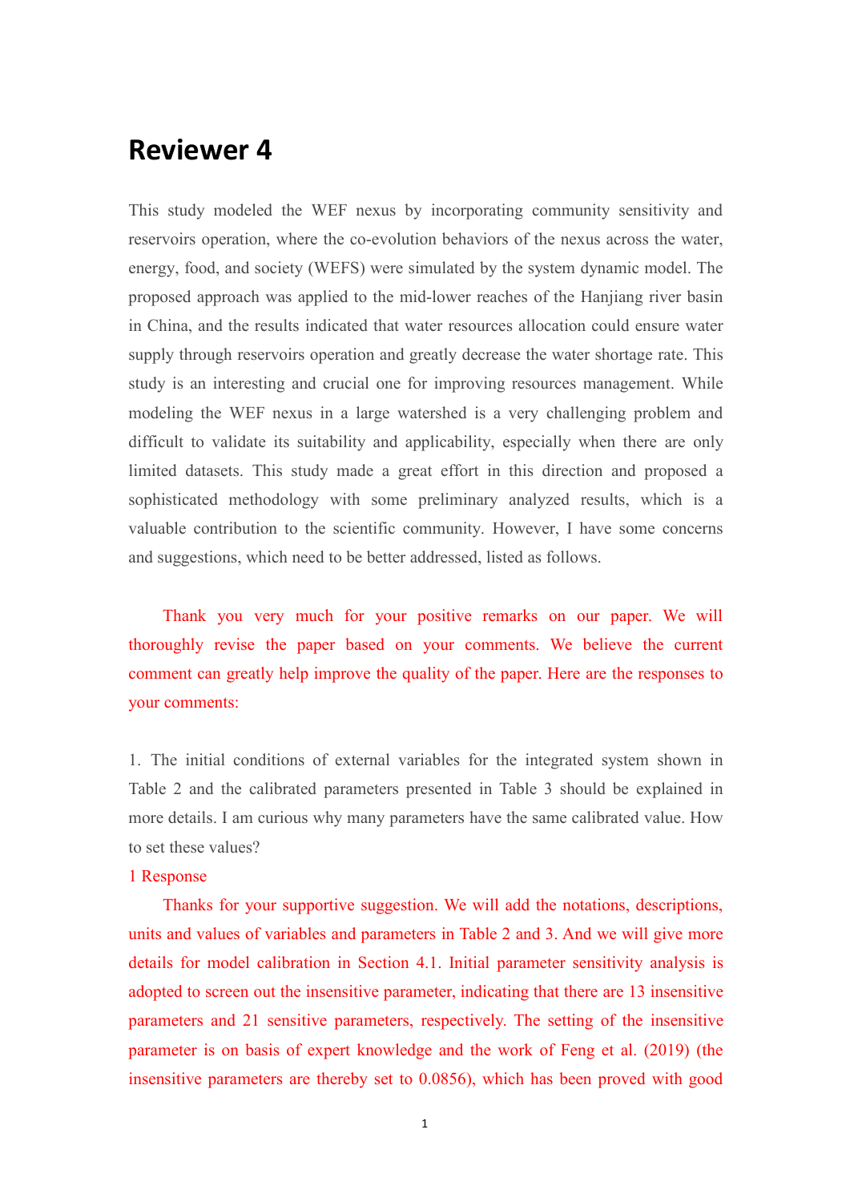# Reviewer 4

This study modeled the WEF nexus by incorporating community sensitivity and reservoirs operation, where the co-evolution behaviors of the nexus across the water, energy, food, and society (WEFS) were simulated by the system dynamic model. The proposed approach was applied to the mid-lower reaches of the Hanjiang river basin in China, and the results indicated that water resources allocation could ensure water supply through reservoirs operation and greatly decrease the water shortage rate. This study is an interesting and crucial one for improving resources management. While modeling the WEF nexus in a large watershed is a very challenging problem and difficult to validate its suitability and applicability, especially when there are only limited datasets. This study made a great effort in this direction and proposed a sophisticated methodology with some preliminary analyzed results, which is a valuable contribution to the scientific community. However, I have some concerns and suggestions, which need to be better addressed, listed as follows.

Thank you very much for your positive remarks on our paper. We will thoroughly revise the paper based on your comments. We believe the current comment can greatly help improve the quality of the paper. Here are the responses to your comments:

1. The initial conditions of external variables for the integrated system shown in Table 2 and the calibrated parameters presented in Table 3 should be explained in more details. I am curious why many parameters have the same calibrated value. How to set these values?

1 Response

Thanks for your supportive suggestion. We will add the notations, descriptions, units and values of variables and parameters in Table 2 and 3. And we will give more details for model calibration in Section 4.1. Initial parameter sensitivity analysis is adopted to screen out the insensitive parameter, indicating that there are 13 insensitive parameters and 21 sensitive parameters, respectively. The setting of the insensitive parameter is on basis of expert knowledge and the work of Feng et al. (2019) (the insensitive parameters are thereby set to 0.0856), which has been proved with good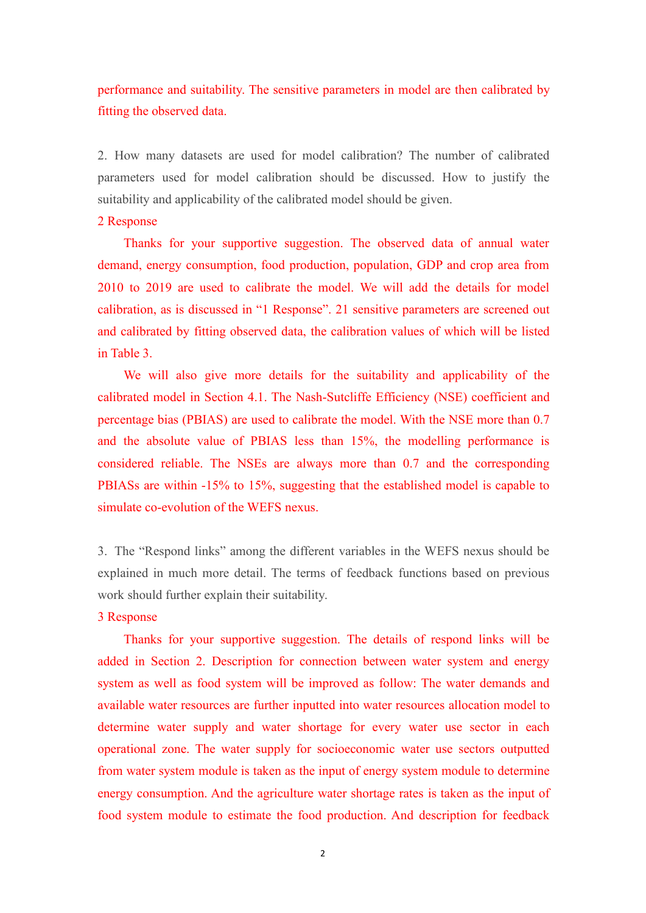performance and suitability. The sensitive parameters in model are then calibrated by fitting the observed data.

2. How many datasets are used for model calibration? The number of calibrated parameters used for model calibration should be discussed. How to justify the suitability and applicability of the calibrated model should be given.

2 Response

Thanks for your supportive suggestion. The observed data of annual water demand, energy consumption, food production, population, GDP and crop area from 2010 to 2019 are used to calibrate the model. We will add the details for model calibration, as is discussed in "1 Response". 21 sensitive parameters are screened out and calibrated by fitting observed data, the calibration values of which will be listed in Table 3.

We will also give more details for the suitability and applicability of the calibrated model in Section 4.1. The Nash-Sutcliffe Efficiency (NSE) coefficient and percentage bias (PBIAS) are used to calibrate the model. With the NSE more than 0.7 and the absolute value of PBIAS less than 15%, the modelling performance is considered reliable. The NSEs are always more than 0.7 and the corresponding PBIASs are within -15% to 15%, suggesting that the established model is capable to simulate co-evolution of the WEFS nexus.

3. The "Respond links" among the different variables in the WEFS nexus should be explained in much more detail. The terms of feedback functions based on previous work should further explain their suitability.

3 Response

Thanks for your supportive suggestion. The details of respond links will be added in Section 2. Description for connection between water system and energy system as well as food system will be improved as follow: The water demands and available water resources are further inputted into water resources allocation model to determine water supply and water shortage for every water use sector in each operational zone. The water supply for socioeconomic water use sectors outputted from water system module is taken as the input of energy system module to determine energy consumption. And the agriculture water shortage rates is taken as the input of food system module to estimate the food production. And description for feedback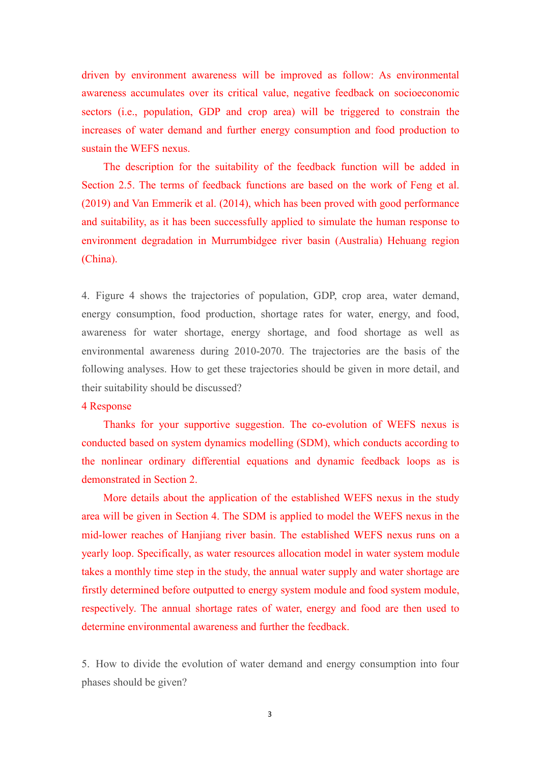driven by environment awareness will be improved as follow: As environmental awareness accumulates over its critical value, negative feedback on socioeconomic sectors (i.e., population, GDP and crop area) will be triggered to constrain the increases of water demand and further energy consumption and food production to sustain the WEFS nexus.

The description for the suitability of the feedback function will be added in Section 2.5. The terms of feedback functions are based on the work of Feng et al. (2019) and Van Emmerik et al. (2014), which has been proved with good performance and suitability, as it has been successfully applied to simulate the human response to environment degradation in Murrumbidgee river basin (Australia) Hehuang region (China).

4. Figure 4 shows the trajectories of population, GDP, crop area, water demand, energy consumption, food production, shortage rates for water, energy, and food, awareness for water shortage, energy shortage, and food shortage as well as environmental awareness during 2010-2070. The trajectories are the basis of the following analyses. How to get these trajectories should be given in more detail, and their suitability should be discussed?

4 Response

Thanks for your supportive suggestion. The co-evolution of WEFS nexus is conducted based on system dynamics modelling (SDM), which conducts according to the nonlinear ordinary differential equations and dynamic feedback loops as is demonstrated in Section 2.

More details about the application of the established WEFS nexus in the study area will be given in Section 4. The SDM is applied to model the WEFS nexus in the mid-lower reaches of Hanjiang river basin. The established WEFS nexus runs on a yearly loop. Specifically, as water resources allocation model in water system module takes a monthly time step in the study, the annual water supply and water shortage are firstly determined before outputted to energy system module and food system module, respectively. The annual shortage rates of water, energy and food are then used to determine environmental awareness and further the feedback.

5. How to divide the evolution of water demand and energy consumption into four phases should be given?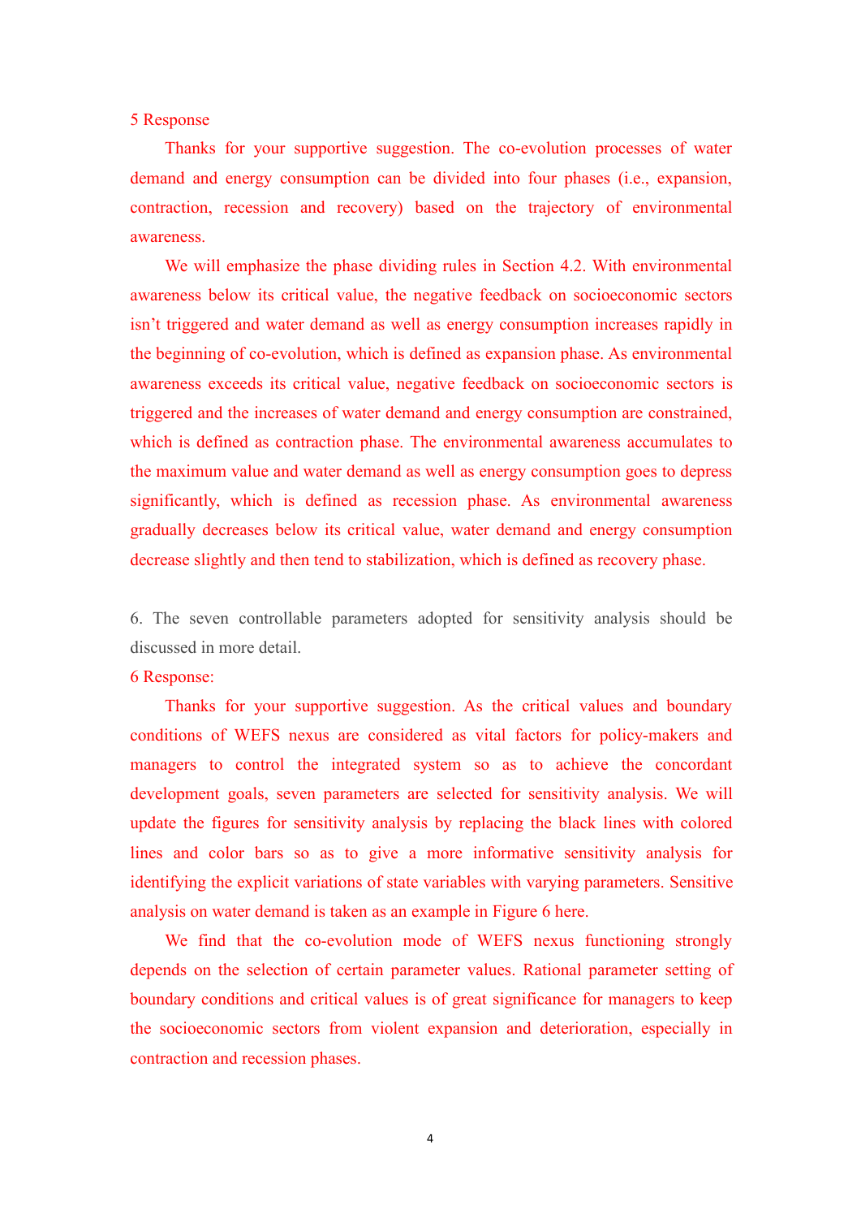5 Response

Thanks for your supportive suggestion. The co-evolution processes of water demand and energy consumption can be divided into four phases (i.e., expansion, contraction, recession and recovery) based on the trajectory of environmental awareness.

We will emphasize the phase dividing rules in Section 4.2. With environmental awareness below its critical value, the negative feedback on socioeconomic sectors isn't triggered and water demand as well as energy consumption increases rapidly in the beginning of co-evolution, which is defined as expansion phase. As environmental awareness exceeds its critical value, negative feedback on socioeconomic sectors is triggered and the increases of water demand and energy consumption are constrained, which is defined as contraction phase. The environmental awareness accumulates to the maximum value and water demand as well as energy consumption goes to depress significantly, which is defined as recession phase. As environmental awareness gradually decreases below its critical value, water demand and energy consumption decrease slightly and then tend to stabilization, which is defined as recovery phase.

6. The seven controllable parameters adopted for sensitivity analysis should be discussed in more detail.

6 Response:

Thanks for your supportive suggestion. As the critical values and boundary conditions of WEFS nexus are considered as vital factors for policy-makers and managers to control the integrated system so as to achieve the concordant development goals, seven parameters are selected for sensitivity analysis. We will update the figures for sensitivity analysis by replacing the black lines with colored lines and color bars so as to give a more informative sensitivity analysis for identifying the explicit variations of state variables with varying parameters. Sensitive analysis on water demand is taken as an example in Figure 6 here.

We find that the co-evolution mode of WEFS nexus functioning strongly depends on the selection of certain parameter values. Rational parameter setting of boundary conditions and critical values is of great significance for managers to keep the socioeconomic sectors from violent expansion and deterioration, especially in contraction and recession phases.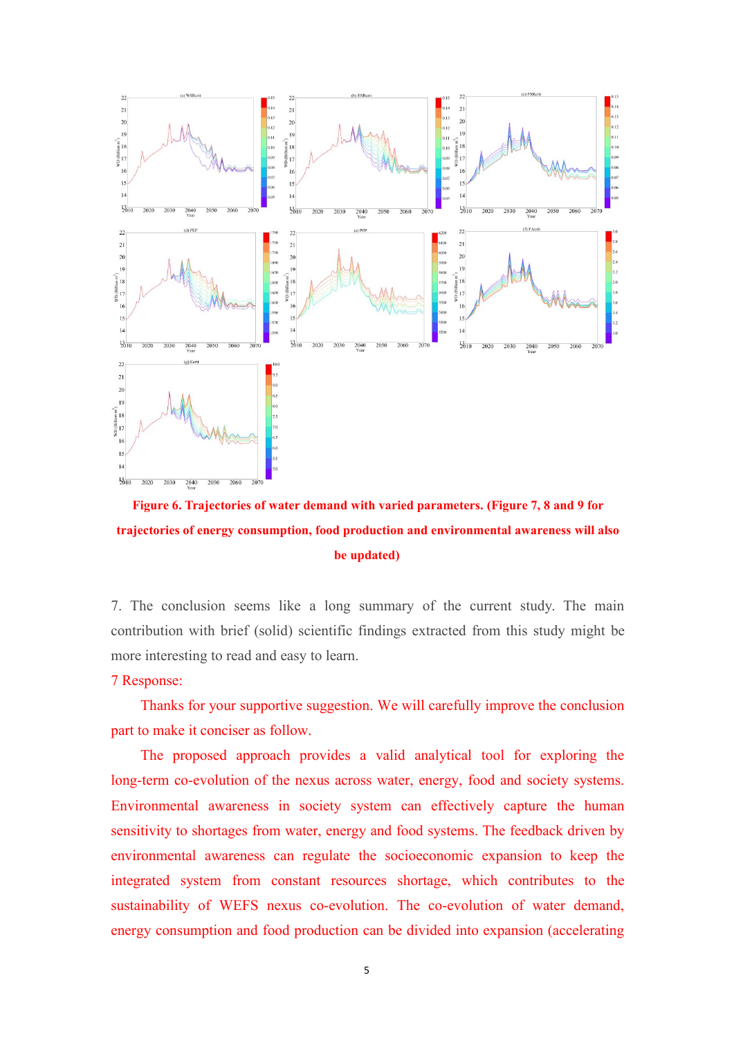**Figure 6. Trajectories of water demand with varied parameters. (Figure 7, 8 and 9 for trajectories of energy consumption, food production and environmental awareness will also be updated)**

7. The conclusion seems like a long summary of the current study. The main contribution with brief (solid) scientific findings extracted from this study might be more interesting to read and easy to learn.

7 Response:

Thanks for your supportive suggestion. We will carefully improve the conclusion part to make it conciser as follow.

The proposed approach provides a valid analytical tool for exploring the long-term co-evolution of the nexus across water, energy, food and society systems. Environmental awareness in society system can effectively capture the human sensitivity to shortages from water, energy and food systems. The feedback driven by environmental awareness can regulate the socioeconomic expansion to keep the integrated system from constant resources shortage, which contributes to the sustainability of WEFS nexus co-evolution. The co-evolution of water demand, energy consumption and food production can be divided into expansion (accelerating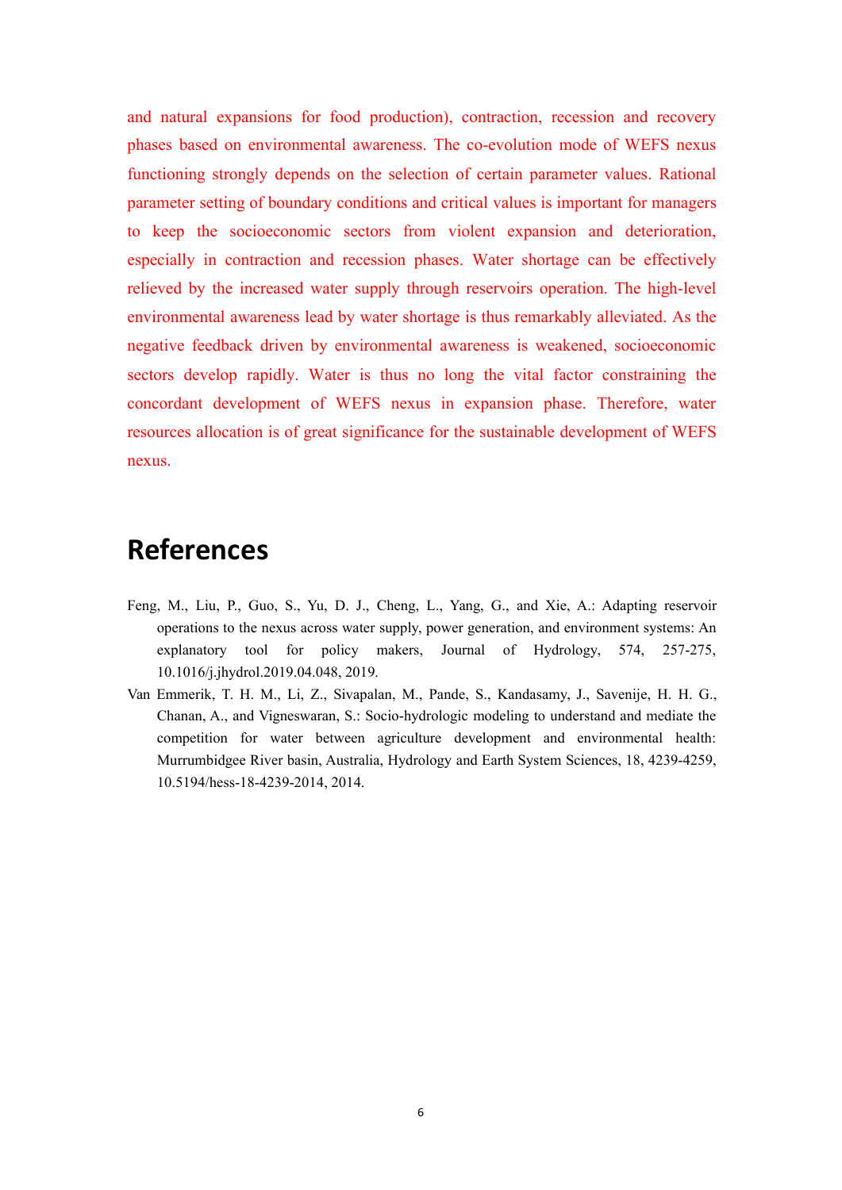and natural expansions for food production), contraction, recession and recovery phases based on environmental awareness. The co-evolution mode of WEFS nexus functioning strongly depends on the selection of certain parameter values. Rational parameter setting of boundary conditions and critical values is important for managers to keep the socioeconomic sectors from violent expansion and deterioration, especially in contraction and recession phases. Water shortage can be effectively relieved by the increased water supply through reservoirs operation. The high-level environmental awareness lead by water shortage is thus remarkably alleviated. As the negative feedback driven by environmental awareness is weakened, socioeconomic sectors develop rapidly. Water is thus no long the vital factor constraining the concordant development of WEFS nexus in expansion phase. Therefore, water resources allocation is of great significance for the sustainable development of WEFS nexus.

# References

Feng, M., Liu, P., Guo, S., Yu, D. J., Cheng, L., Yang, G., and Xie, A.: Adapting reservoir operations to the nexus across water supply, power generation, and environment systems: An explanatory tool for policy makers, Journal of Hydrology, 574, 257-275, 10.1016/j.jhydrol.2019.04.048, 2019.

Van Emmerik, T. H. M., Li, Z., Sivapalan, M., Pande, S., Kandasamy, J., Savenije, H. H. G., Chanan, A., and Vigneswaran, S.: Socio-hydrologic modeling to understand and mediate the competition for water between agriculture development and environmental health: Murrumbidgee River basin, Australia, Hydrology and Earth System Sciences, 18, 4239-4259, 10.5194/hess-18-4239-2014, 2014.